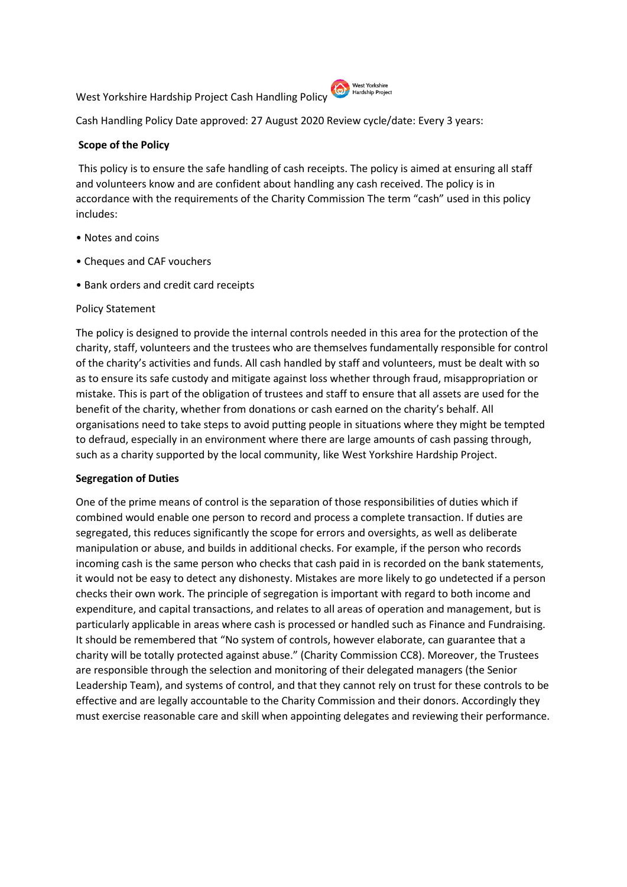West Yorkshire Hardship Project Cash Handling Policy

Cash Handling Policy Date approved: 27 August 2020 Review cycle/date: Every 3 years:

**Scope of the Policy**

This policy is to ensure the safe handling of cash receipts. The policy is aimed at ensuring all staff and volunteers know and are confident about handling any cash received. The policy is in accordance with the requirements of the Charity Commission The term "cash" used in this policy includes:

- Notes and coins
- Cheques and CAF vouchers
- Bank orders and credit card receipts

Policy Statement

The policy is designed to provide the internal controls needed in this area for the protection of the charity, staff, volunteers and the trustees who are themselves fundamentally responsible for control of the charity's activities and funds. All cash handled by staff and volunteers, must be dealt with so as to ensure its safe custody and mitigate against loss whether through fraud, misappropriation or mistake. This is part of the obligation of trustees and staff to ensure that all assets are used for the benefit of the charity, whether from donations or cash earned on the charity's behalf. All organisations need to take steps to avoid putting people in situations where they might be tempted to defraud, especially in an environment where there are large amounts of cash passing through, such as a charity supported by the local community, like West Yorkshire Hardship Project.

**Segregation of Duties**

One of the prime means of control is the separation of those responsibilities of duties which if combined would enable one person to record and process a complete transaction. If duties are segregated, this reduces significantly the scope for errors and oversights, as well as deliberate manipulation or abuse, and builds in additional checks. For example, if the person who records incoming cash is the same person who checks that cash paid in is recorded on the bank statements, it would not be easy to detect any dishonesty. Mistakes are more likely to go undetected if a person checks their own work. The principle of segregation is important with regard to both income and expenditure, and capital transactions, and relates to all areas of operation and management, but is particularly applicable in areas where cash is processed or handled such as Finance and Fundraising. It should be remembered that "No system of controls, however elaborate, can guarantee that a charity will be totally protected against abuse." (Charity Commission CC8). Moreover, the Trustees are responsible through the selection and monitoring of their delegated managers (the Senior Leadership Team), and systems of control, and that they cannot rely on trust for these controls to be effective and are legally accountable to the Charity Commission and their donors. Accordingly they must exercise reasonable care and skill when appointing delegates and reviewing their performance.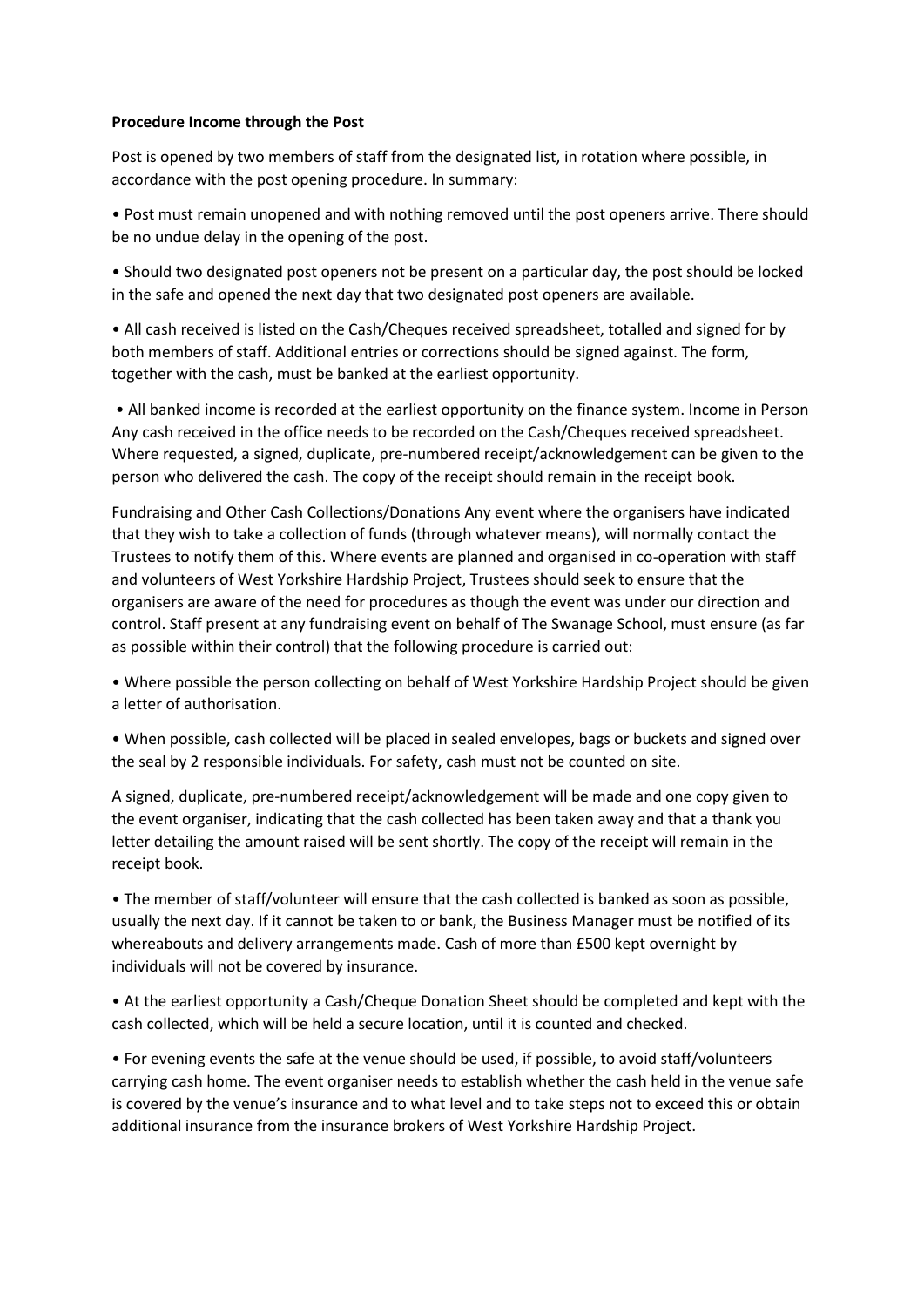**Procedure Income through the Post**

Post is opened by two members of staff from the designated list, in rotation where possible, in accordance with the post opening procedure. In summary:

• Post must remain unopened and with nothing removed until the post openers arrive. There should be no undue delay in the opening of the post.

• Should two designated post openers not be present on a particular day, the post should be locked in the safe and opened the next day that two designated post openers are available.

• All cash received is listed on the Cash/Cheques received spreadsheet, totalled and signed for by both members of staff. Additional entries or corrections should be signed against. The form, together with the cash, must be banked at the earliest opportunity.

• All banked income is recorded at the earliest opportunity on the finance system. Income in Person Any cash received in the office needs to be recorded on the Cash/Cheques received spreadsheet. Where requested, a signed, duplicate, pre-numbered receipt/acknowledgement can be given to the person who delivered the cash. The copy of the receipt should remain in the receipt book.

Fundraising and Other Cash Collections/Donations Any event where the organisers have indicated that they wish to take a collection of funds (through whatever means), will normally contact the Trustees to notify them of this. Where events are planned and organised in co-operation with staff and volunteers of West Yorkshire Hardship Project, Trustees should seek to ensure that the organisers are aware of the need for procedures as though the event was under our direction and control. Staff present at any fundraising event on behalf of The Swanage School, must ensure (as far as possible within their control) that the following procedure is carried out:

• Where possible the person collecting on behalf of West Yorkshire Hardship Project should be given a letter of authorisation.

• When possible, cash collected will be placed in sealed envelopes, bags or buckets and signed over the seal by 2 responsible individuals. For safety, cash must not be counted on site.

A signed, duplicate, pre-numbered receipt/acknowledgement will be made and one copy given to the event organiser, indicating that the cash collected has been taken away and that a thank you letter detailing the amount raised will be sent shortly. The copy of the receipt will remain in the receipt book.

• The member of staff/volunteer will ensure that the cash collected is banked as soon as possible, usually the next day. If it cannot be taken to or bank, the Business Manager must be notified of its whereabouts and delivery arrangements made. Cash of more than £500 kept overnight by individuals will not be covered by insurance.

• At the earliest opportunity a Cash/Cheque Donation Sheet should be completed and kept with the cash collected, which will be held a secure location, until it is counted and checked.

• For evening events the safe at the venue should be used, if possible, to avoid staff/volunteers carrying cash home. The event organiser needs to establish whether the cash held in the venue safe is covered by the venue's insurance and to what level and to take steps not to exceed this or obtain additional insurance from the insurance brokers of West Yorkshire Hardship Project.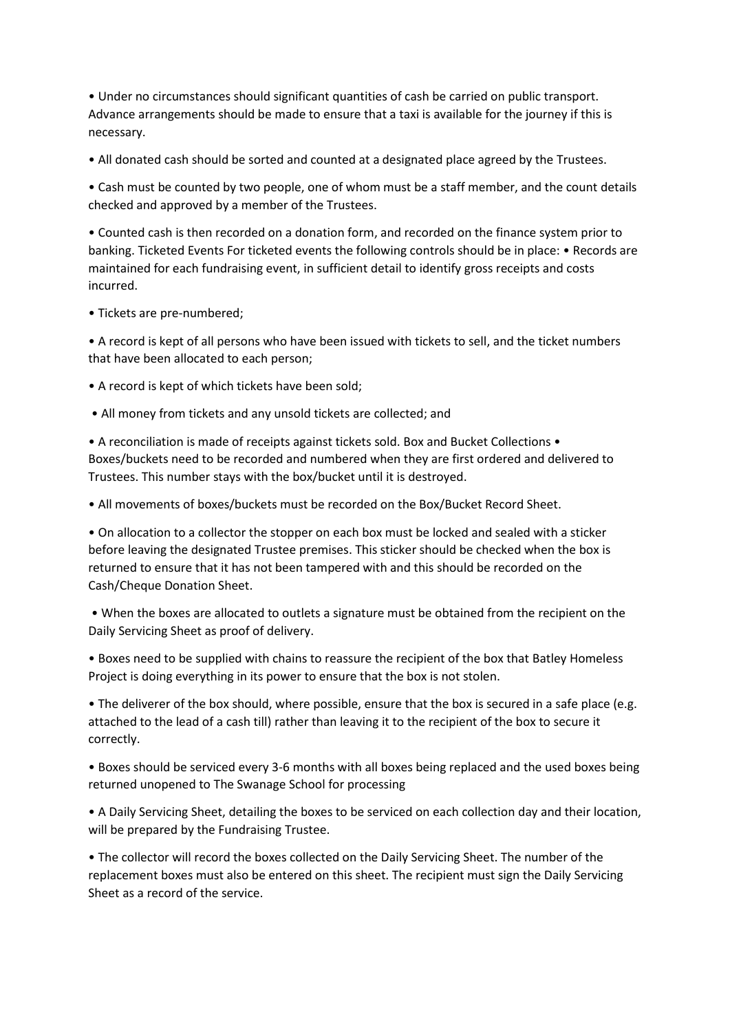• Under no circumstances should significant quantities of cash be carried on public transport. Advance arrangements should be made to ensure that a taxi is available for the journey if this is necessary.

• All donated cash should be sorted and counted at a designated place agreed by the Trustees.

• Cash must be counted by two people, one of whom must be a staff member, and the count details checked and approved by a member of the Trustees.

• Counted cash is then recorded on a donation form, and recorded on the finance system prior to banking. Ticketed Events For ticketed events the following controls should be in place: • Records are maintained for each fundraising event, in sufficient detail to identify gross receipts and costs incurred.

• Tickets are pre-numbered;

• A record is kept of all persons who have been issued with tickets to sell, and the ticket numbers that have been allocated to each person;

• A record is kept of which tickets have been sold;

• All money from tickets and any unsold tickets are collected; and

• A reconciliation is made of receipts against tickets sold. Box and Bucket Collections • Boxes/buckets need to be recorded and numbered when they are first ordered and delivered to Trustees. This number stays with the box/bucket until it is destroyed.

• All movements of boxes/buckets must be recorded on the Box/Bucket Record Sheet.

• On allocation to a collector the stopper on each box must be locked and sealed with a sticker before leaving the designated Trustee premises. This sticker should be checked when the box is returned to ensure that it has not been tampered with and this should be recorded on the Cash/Cheque Donation Sheet.

• When the boxes are allocated to outlets a signature must be obtained from the recipient on the Daily Servicing Sheet as proof of delivery.

• Boxes need to be supplied with chains to reassure the recipient of the box that Batley Homeless Project is doing everything in its power to ensure that the box is not stolen.

• The deliverer of the box should, where possible, ensure that the box is secured in a safe place (e.g. attached to the lead of a cash till) rather than leaving it to the recipient of the box to secure it correctly.

• Boxes should be serviced every 3-6 months with all boxes being replaced and the used boxes being returned unopened to The Swanage School for processing

• A Daily Servicing Sheet, detailing the boxes to be serviced on each collection day and their location, will be prepared by the Fundraising Trustee.

• The collector will record the boxes collected on the Daily Servicing Sheet. The number of the replacement boxes must also be entered on this sheet. The recipient must sign the Daily Servicing Sheet as a record of the service.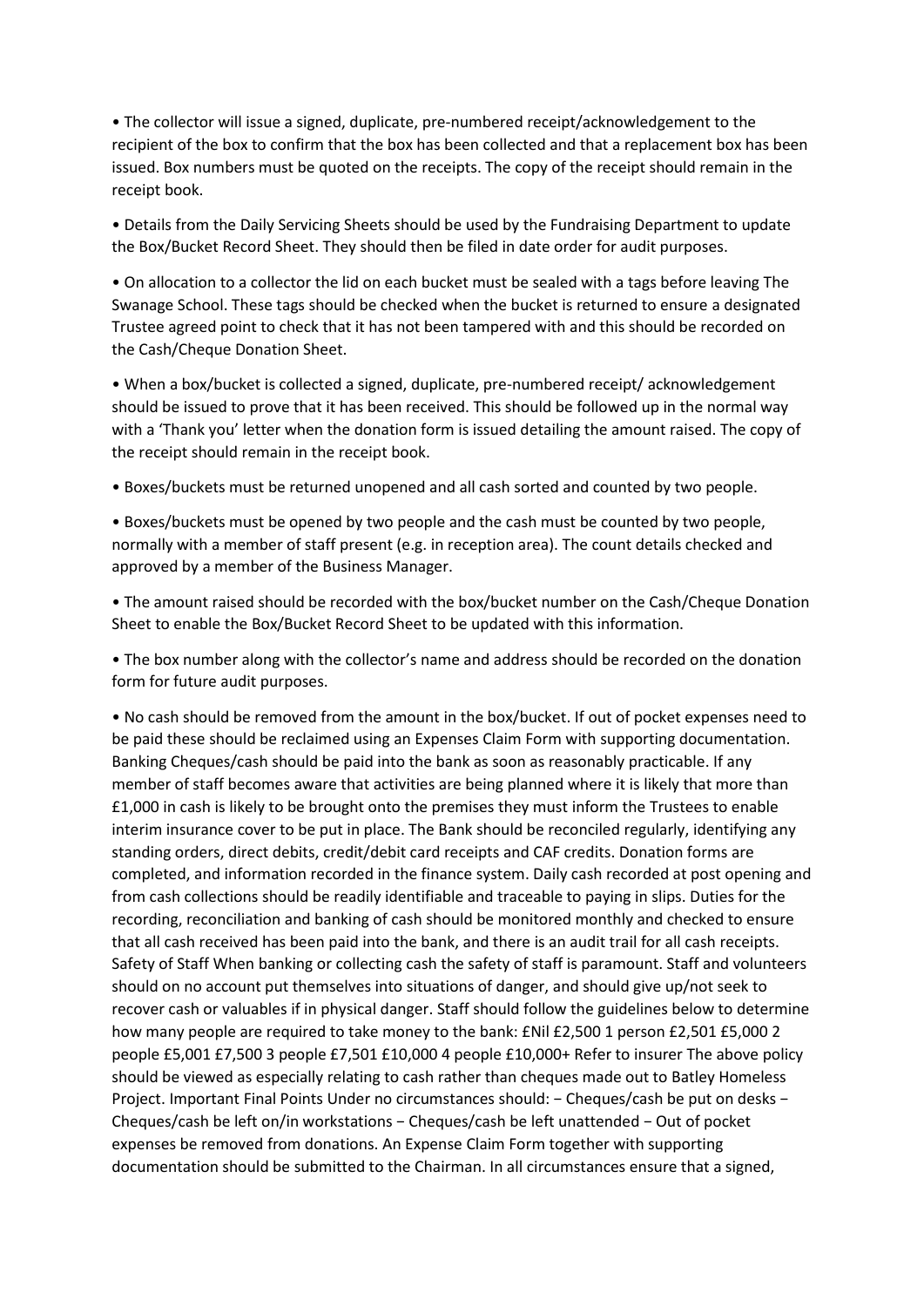- The collector will issue a signed, duplicate, pre-numbered receipt/acknowledgement to the recipient of the box to confirm that the box has been collected and that a replacement box has been issued. Box numbers must be quoted on the receipts. The copy of the receipt should remain in the receipt book.

- Details from the Daily Servicing Sheets should be used by the Fundraising Department to update the Box/Bucket Record Sheet. They should then be filed in date order for audit purposes.

- On allocation to a collector the lid on each bucket must be sealed with a tags before leaving The Swanage School. These tags should be checked when the bucket is returned to ensure a designated Trustee agreed point to check that it has not been tampered with and this should be recorded on the Cash/Cheque Donation Sheet.

- When a box/bucket is collected a signed, duplicate, pre-numbered receipt/ acknowledgement should be issued to prove that it has been received. This should be followed up in the normal way with a 'Thank you' letter when the donation form is issued detailing the amount raised. The copy of the receipt should remain in the receipt book.

- Boxes/buckets must be returned unopened and all cash sorted and counted by two people.

- Boxes/buckets must be opened by two people and the cash must be counted by two people, normally with a member of staff present (e.g. in reception area). The count details checked and approved by a member of the Business Manager.

- The amount raised should be recorded with the box/bucket number on the Cash/Cheque Donation Sheet to enable the Box/Bucket Record Sheet to be updated with this information.

- The box number along with the collector's name and address should be recorded on the donation form for future audit purposes.

- No cash should be removed from the amount in the box/bucket. If out of pocket expenses need to be paid these should be reclaimed using an Expenses Claim Form with supporting documentation. Banking Cheques/cash should be paid into the bank as soon as reasonably practicable. If any member of staff becomes aware that activities are being planned where it is likely that more than £1,000 in cash is likely to be brought onto the premises they must inform the Trustees to enable interim insurance cover to be put in place. The Bank should be reconciled regularly, identifying any standing orders, direct debits, credit/debit card receipts and CAF credits. Donation forms are completed, and information recorded in the finance system. Daily cash recorded at post opening and from cash collections should be readily identifiable and traceable to paying in slips. Duties for the recording, reconciliation and banking of cash should be monitored monthly and checked to ensure that all cash received has been paid into the bank, and there is an audit trail for all cash receipts. Safety of Staff When banking or collecting cash the safety of staff is paramount. Staff and volunteers should on no account put themselves into situations of danger, and should give up/not seek to recover cash or valuables if in physical danger. Staff should follow the guidelines below to determine how many people are required to take money to the bank: £Nil £2,500 1 person £2,501 £5,000 2 people £5,001 £7,500 3 people £7,501 £10,000 4 people £10,000+ Refer to insurer The above policy should be viewed as especially relating to cash rather than cheques made out to Batley Homeless Project. Important Final Points Under no circumstances should: − Cheques/cash be put on desks − Cheques/cash be left on/in workstations − Cheques/cash be left unattended − Out of pocket expenses be removed from donations. An Expense Claim Form together with supporting documentation should be submitted to the Chairman. In all circumstances ensure that a signed,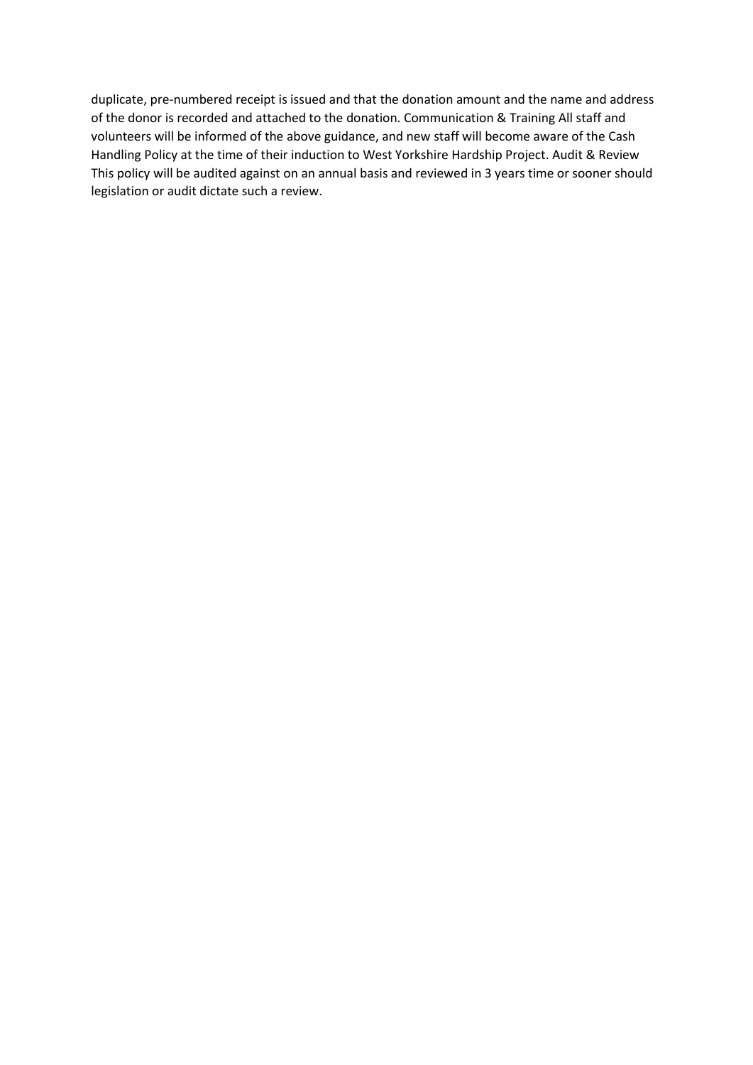duplicate, pre-numbered receipt is issued and that the donation amount and the name and address of the donor is recorded and attached to the donation. Communication & Training All staff and volunteers will be informed of the above guidance, and new staff will become aware of the Cash Handling Policy at the time of their induction to West Yorkshire Hardship Project. Audit & Review This policy will be audited against on an annual basis and reviewed in 3 years time or sooner should legislation or audit dictate such a review.